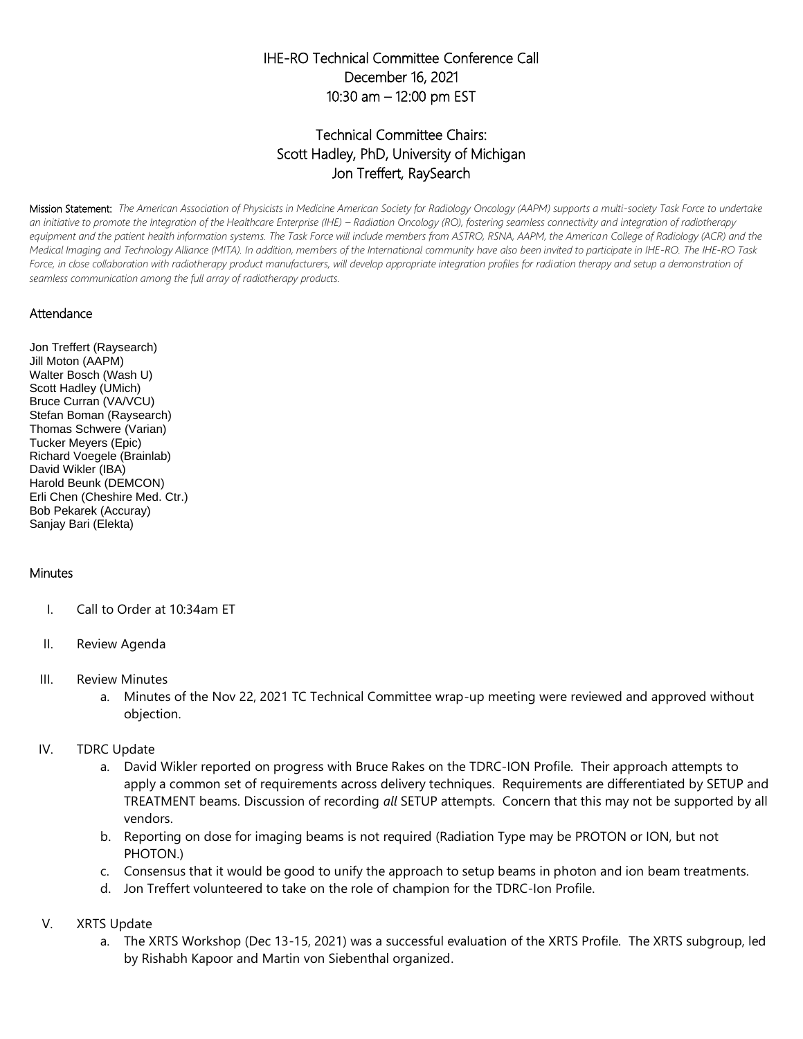# IHE-RO Technical Committee Conference Call
## December 16, 2021
## 10:30 am – 12:00 pm EST

## Technical Committee Chairs:
## Scott Hadley, PhD, University of Michigan
## Jon Treffert, RaySearch

**Mission Statement:** *The American Association of Physicists in Medicine American Society for Radiology Oncology (AAPM) supports a multi-society Task Force to undertake an initiative to promote the Integration of the Healthcare Enterprise (IHE) – Radiation Oncology (RO), fostering seamless connectivity and integration of radiotherapy equipment and the patient health information systems. The Task Force will include members from ASTRO, RSNA, AAPM, the American College of Radiology (ACR) and the Medical Imaging and Technology Alliance (MITA). In addition, members of the International community have also been invited to participate in IHE-RO. The IHE-RO Task Force, in close collaboration with radiotherapy product manufacturers, will develop appropriate integration profiles for radiation therapy and setup a demonstration of seamless communication among the full array of radiotherapy products.*

### Attendance

Jon Treffert (Raysearch)
Jill Moton (AAPM)
Walter Bosch (Wash U)
Scott Hadley (UMich)
Bruce Curran (VA/VCU)
Stefan Boman (Raysearch)
Thomas Schwere (Varian)
Tucker Meyers (Epic)
Richard Voegele (Brainlab)
David Wikler (IBA)
Harold Beunk (DEMCON)
Erli Chen (Cheshire Med. Ctr.)
Bob Pekarek (Accuray)
Sanjay Bari (Elekta)

### Minutes

I. Call to Order at 10:34am ET

II. Review Agenda

III. Review Minutes
   a. Minutes of the Nov 22, 2021 TC Technical Committee wrap-up meeting were reviewed and approved without objection.

IV. TDRC Update
   a. David Wikler reported on progress with Bruce Rakes on the TDRC-ION Profile. Their approach attempts to apply a common set of requirements across delivery techniques. Requirements are differentiated by SETUP and TREATMENT beams. Discussion of recording *all* SETUP attempts. Concern that this may not be supported by all vendors.
   b. Reporting on dose for imaging beams is not required (Radiation Type may be PROTON or ION, but not PHOTON.)
   c. Consensus that it would be good to unify the approach to setup beams in photon and ion beam treatments.
   d. Jon Treffert volunteered to take on the role of champion for the TDRC-Ion Profile.

V. XRTS Update
   a. The XRTS Workshop (Dec 13-15, 2021) was a successful evaluation of the XRTS Profile. The XRTS subgroup, led by Rishabh Kapoor and Martin von Siebenthal organized.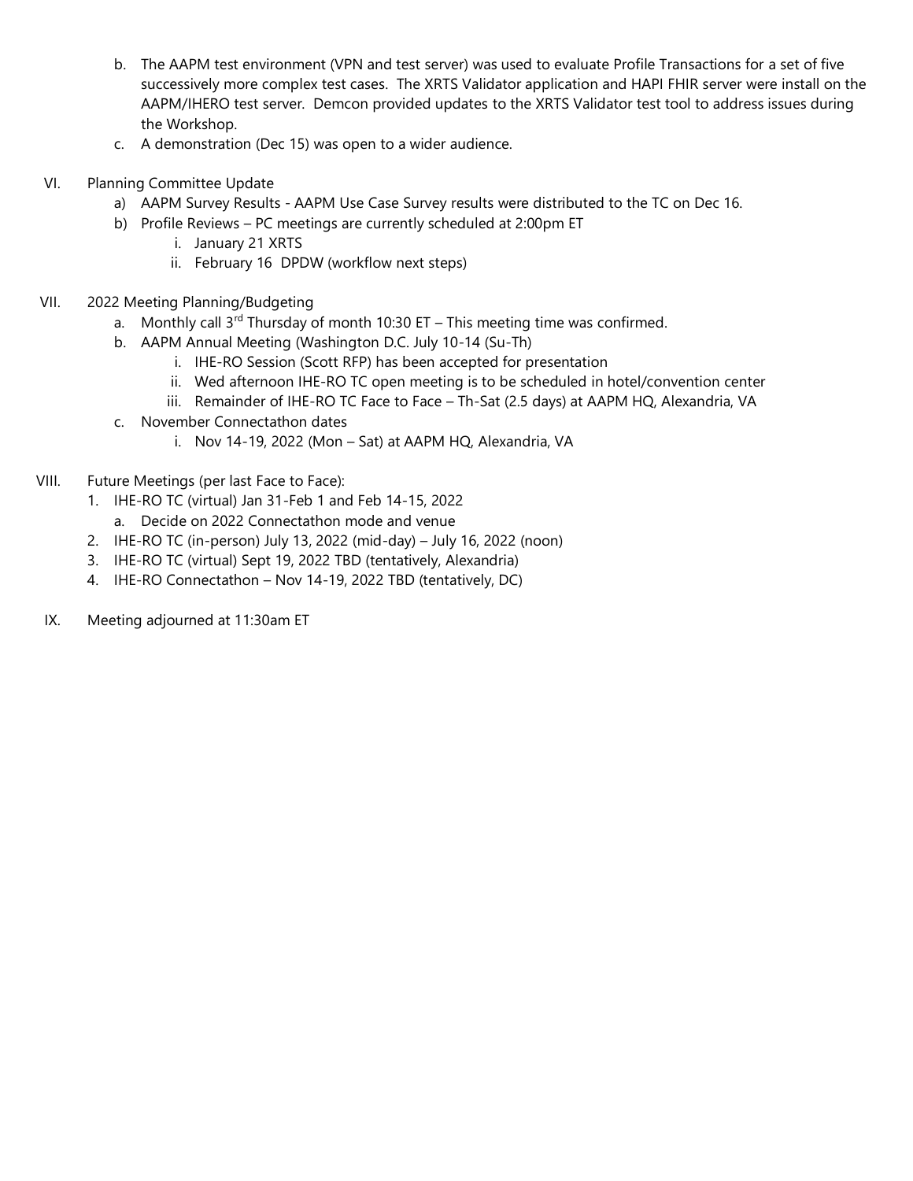b. The AAPM test environment (VPN and test server) was used to evaluate Profile Transactions for a set of five successively more complex test cases. The XRTS Validator application and HAPI FHIR server were install on the AAPM/IHERO test server. Demcon provided updates to the XRTS Validator test tool to address issues during the Workshop.

c. A demonstration (Dec 15) was open to a wider audience.

VI. Planning Committee Update

a) AAPM Survey Results - AAPM Use Case Survey results were distributed to the TC on Dec 16.

b) Profile Reviews – PC meetings are currently scheduled at 2:00pm ET

i. January 21 XRTS

ii. February 16 DPDW (workflow next steps)

VII. 2022 Meeting Planning/Budgeting

a. Monthly call 3rd Thursday of month 10:30 ET – This meeting time was confirmed.

b. AAPM Annual Meeting (Washington D.C. July 10-14 (Su-Th)

i. IHE-RO Session (Scott RFP) has been accepted for presentation

ii. Wed afternoon IHE-RO TC open meeting is to be scheduled in hotel/convention center

iii. Remainder of IHE-RO TC Face to Face – Th-Sat (2.5 days) at AAPM HQ, Alexandria, VA

c. November Connectathon dates

i. Nov 14-19, 2022 (Mon – Sat) at AAPM HQ, Alexandria, VA

VIII. Future Meetings (per last Face to Face):

1. IHE-RO TC (virtual) Jan 31-Feb 1 and Feb 14-15, 2022
   a. Decide on 2022 Connectathon mode and venue
2. IHE-RO TC (in-person) July 13, 2022 (mid-day) – July 16, 2022 (noon)
3. IHE-RO TC (virtual) Sept 19, 2022 TBD (tentatively, Alexandria)
4. IHE-RO Connectathon – Nov 14-19, 2022 TBD (tentatively, DC)

IX. Meeting adjourned at 11:30am ET